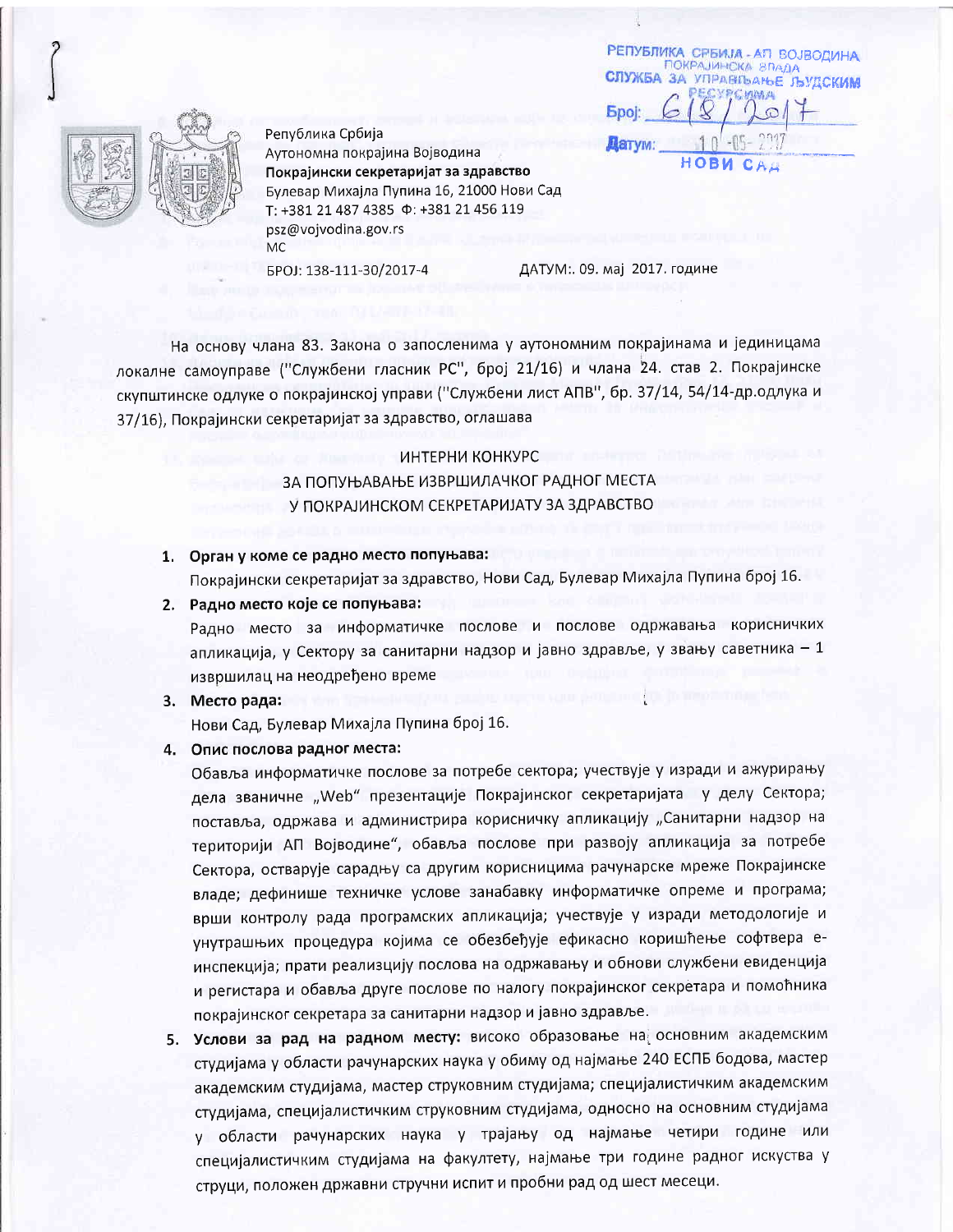РЕПУБЛИКА СРБИЈА - АП ВОЈВОДИНА
ПОКРАЈИНСКА ВЛАДА
СЛУЖБА ЗА УПРАВЉАЊЕ ЉУДСКИМ РЕСУРСИМА
Број: 618/2017
Датум: 10-05-2017
НОВИ САД

Република Србија
Аутономна покрајина Војводина
**Покрајински секретаријат за здравство**
Булевар Михајла Пупина 16, 21000 Нови Сад
Т: +381 21 487 4385 Ф: +381 21 456 119
psz@vojvodina.gov.rs
МС

БРОЈ: 138-111-30/2017-4 ДАТУМ:. 09. мај 2017. године

На основу члана 83. Закона о запосленима у аутономним покрајинама и јединицама локалне самоуправе ("Службени гласник РС", број 21/16) и члана 24. став 2. Покрајинске скупштинске одлуке о покрајинској управи ("Службени лист АПВ", бр. 37/14, 54/14-др.одлука и 37/16), Покрајински секретаријат за здравство, оглашава

ИНТЕРНИ КОНКУРС
ЗА ПОПУЊАВАЊЕ ИЗВРШИЛАЧКОГ РАДНОГ МЕСТА
У ПОКРАЈИНСКОМ СЕКРЕТАРИЈАТУ ЗА ЗДРАВСТВО

1. **Орган у коме се радно место попуњава:**
   Покрајински секретаријат за здравство, Нови Сад, Булевар Михајла Пупина број 16.
2. **Радно место које се попуњава:**
   Радно место за информатичке послове и послове одржавања корисничких апликација, у Сектору за санитарни надзор и јавно здравље, у звању саветника – 1 извршилац на неодређено време
3. **Место рада:**
   Нови Сад, Булевар Михајла Пупина број 16.
4. **Опис послова радног места:**
   Обавља информатичке послове за потребе сектора; учествује у изради и ажурирању дела званичне „Web" презентације Покрајинског секретаријата у делу Сектора; поставља, одржава и администрира корисничку апликацију „Санитарни надзор на територији АП Војводине", обавља послове при развоју апликација за потребе Сектора, остварује сарадњу са другим корисницима рачунарске мреже Покрајинске владе; дефинише техничке услове занабавку информатичке опреме и програма; врши контролу рада програмских апликација; учествује у изради методологије и унутрашњих процедура којима се обезбеђује ефикасно коришћење софтвера е-инспекција; прати реализацију послова на одржавању и обнови службени евиденција и регистара и обавља друге послове по налогу покрајинског секретара и помоћника покрајинског секретара за санитарни надзор и јавно здравље.
5. **Услови за рад на радном месту:** високо образовање на основним академским студијама у области рачунарских наука у обиму од најмање 240 ЕСПБ бодова, мастер академским студијама, мастер струковним студијама; специјалистичким академским студијама, специјалистичким струковним студијама, односно на основним студијама у области рачунарских наука у трајању од најмање четири године или специјалистичким студијама на факултету, најмање три године радног искуства у струци, положен државни стручни испит и пробни рад од шест месеци.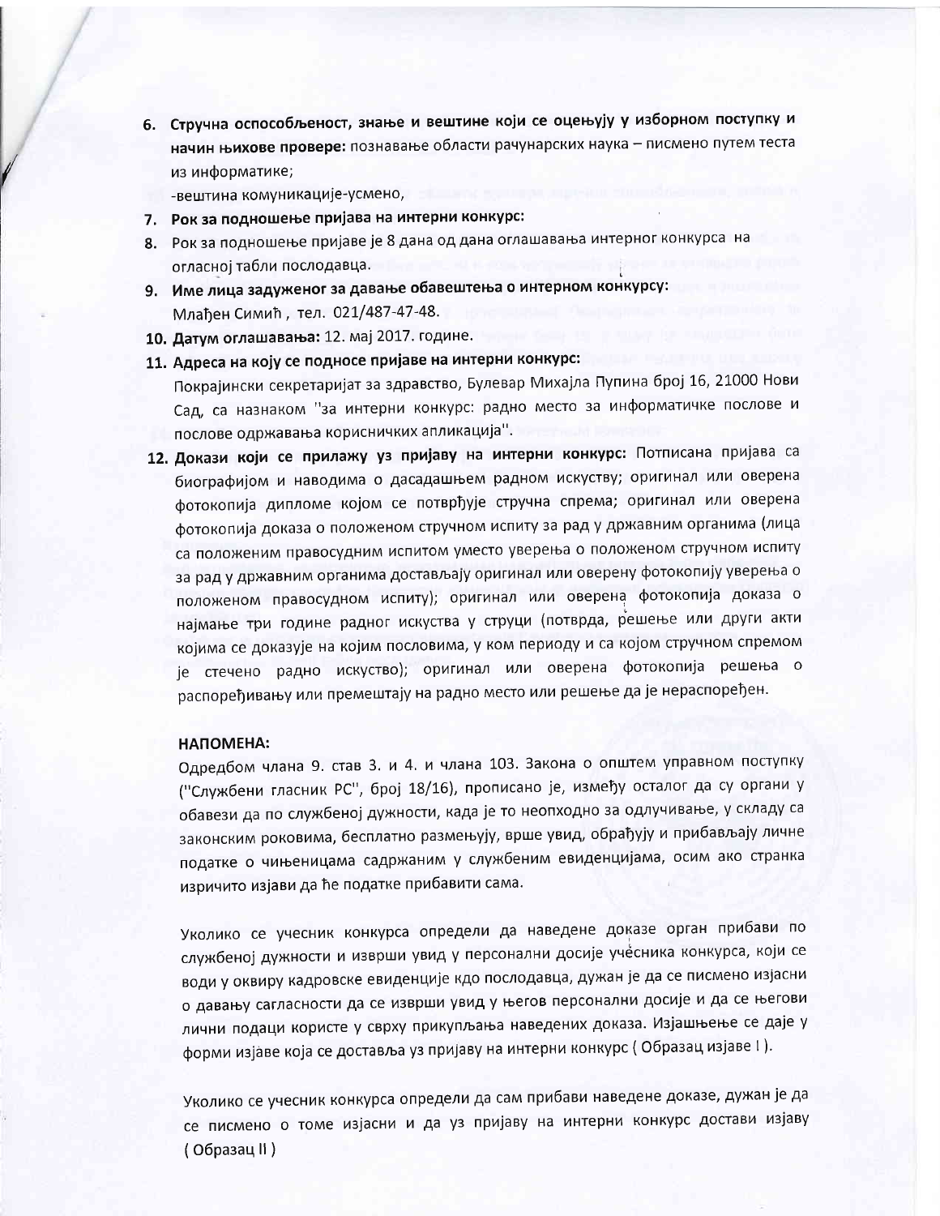6. **Стручна оспособљеност, знање и вештине који се оцењују у изборном поступку и начин њихове провере:** познавање области рачунарских наука – писмено путем теста из информатике;

   -вештина комуникације-усмено,

7. **Рок за подношење пријава на интерни конкурс:**
8. Рок за подношење пријаве је 8 дана од дана оглашавања интерног конкурса на огласној табли послодавца.
9. **Име лица задуженог за давање обавештења о интерном конкурсу:** Младен Симић , тел. 021/487-47-48.
10. **Датум оглашавања:** 12. мај 2017. године.
11. **Адреса на коју се подносе пријаве на интерни конкурс:** Покрајински секретаријат за здравство, Булевар Михајла Пупина број 16, 21000 Нови Сад, са назнаком "за интерни конкурс: радно место за информатичке послове и послове одржавања корисничких апликација".
12. **Докази који се прилажу уз пријаву на интерни конкурс:** Потписана пријава са биографијом и наводима о дасадашњем радном искуству; оригинал или оверена фотокопија дипломе којом се потврђује стручна спрема; оригинал или оверена фотокопија доказа о положеном стручном испиту за рад у државним органима (лица са положеним правосудним испитом уместо уверења о положеном стручном испиту за рад у државним органима достављају оригинал или оверену фотокопију уверења о положеном правосудном испиту); оригинал или оверена фотокопија доказа о најмање три године радног искуства у струци (потврда, решење или други акти којима се доказује на којим пословима, у ком периоду и са којом стручном спремом је стечено радно искуство); оригинал или оверена фотокопија решења о распоређивању или премештају на радно место или решење да је нераспоређен.

**НАПОМЕНА:**

Одредбом члана 9. став 3. и 4. и члана 103. Закона о општем управном поступку ("Службени гласник РС", број 18/16), прописано је, између осталог да су органи у обавези да по службеној дужности, када је то неопходно за одлучивање, у складу са законским роковима, бесплатно размењују, врше увид, обрађују и прибављају личне податке о чињеницама садржаним у службеним евиденцијама, осим ако странка изричито изјави да ће податке прибавити сама.

Уколико се учесник конкурса определи да наведене доказе орган прибави по службеној дужности и изврши увид у персонални досије учесника конкурса, који се води у оквиру кадровске евиденције кдо послодавца, дужан је да се писмено изјасни о давању сагласности да се изврши увид у његов персонални досије и да се његови лични подаци користе у сврху прикупљања наведених доказа. Изјашњење се даје у форми изјаве која се доставља уз пријаву на интерни конкурс ( Образац изјаве I ).

Уколико се учесник конкурса определи да сам прибави наведене доказе, дужан је да се писмено о томе изјасни и да уз пријаву на интерни конкурс достави изјаву ( Образац II )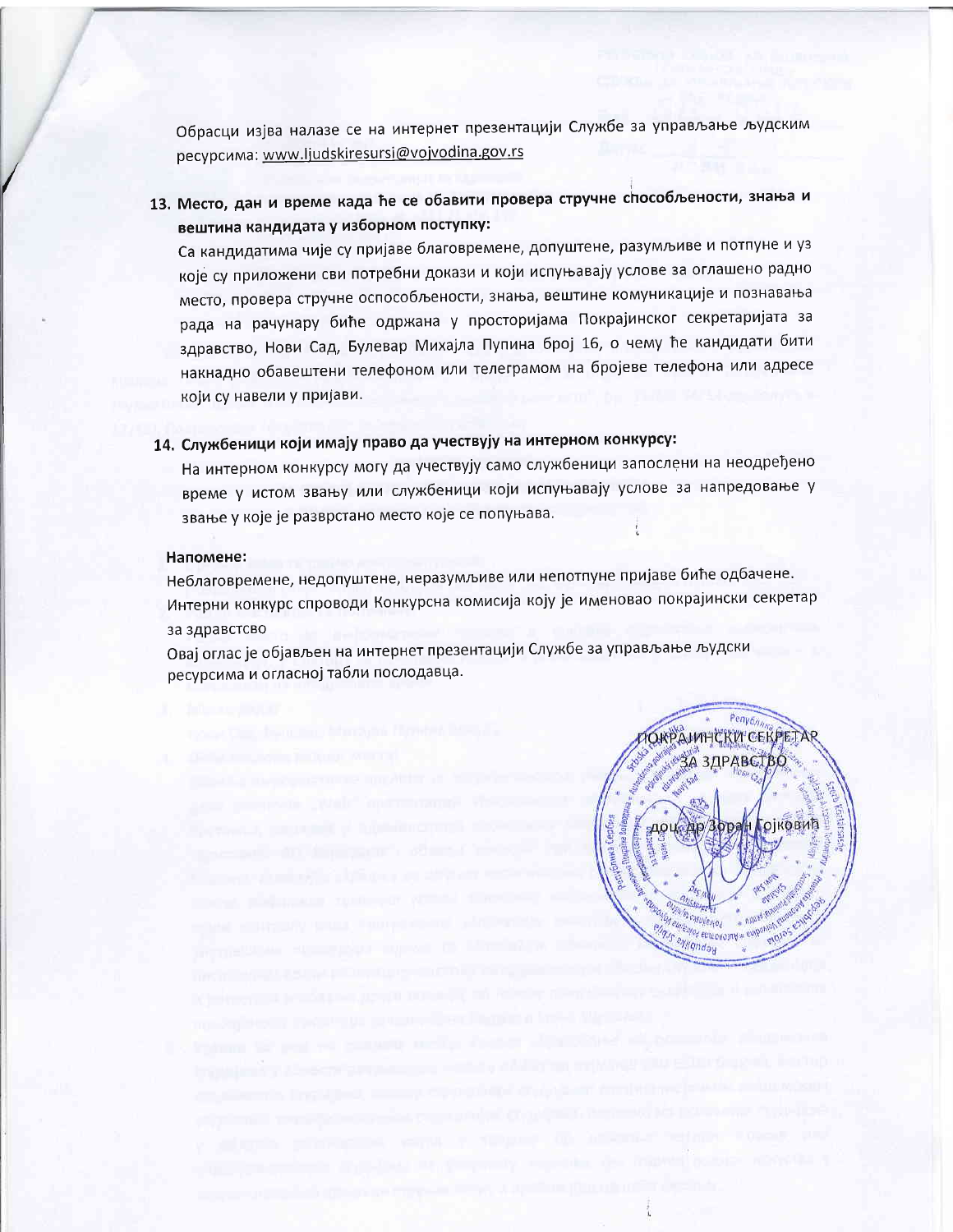Обрасци изјва налазе се на интернет презентацији Службе за управљање људским ресурсима: www.ljudskiresursi@vojvodina.gov.rs

**13. Место, дан и време када ће се обавити провера стручне способљености, знања и вештина кандидата у изборном поступку:**

Са кандидатима чије су пријаве благовремене, допуштене, разумљиве и потпуне и уз које су приложени сви потребни докази и који испуњавају услове за оглашено радно место, провера стручне оспособљености, знања, вештине комуникације и познавања рада на рачунару биће одржана у просторијама Покрајинског секретаријата за здравство, Нови Сад, Булевар Михајла Пупина број 16, о чему ће кандидати бити накнадно обавештени телефоном или телеграмом на бројеве телефона или адресе који су навели у пријави.

**14. Службеници који имају право да учествују на интерном конкурсу:**

На интерном конкурсу могу да учествују само службеници запослени на неодређено време у истом звању или службеници који испуњавају услове за напредовање у звање у које је разврстано место које се попуњава.

**Напомене:**

Неблаговремене, недопуштене, неразумљиве или непотпуне пријаве биће одбачене.
Интерни конкурс спроводи Конкурсна комисија коју је именовао покрајински секретар за здравство
Овај оглас је објављен на интернет презентацији Службе за управљање људским ресурсима и огласној табли послодавца.

ПОКРАЈИНСКИ СЕКРЕТАР
ЗА ЗДРАВСТВО

доц. др Зоран Гојковић